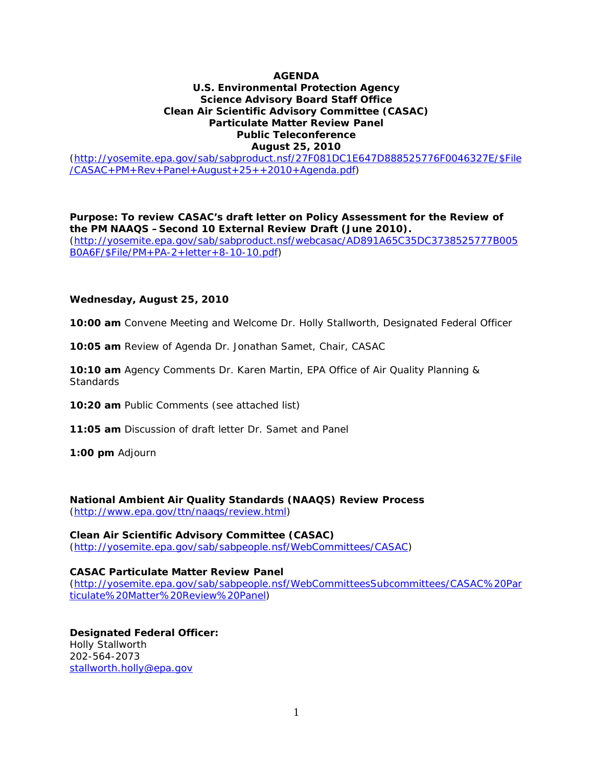**AGENDA**
**U.S. Environmental Protection Agency**
**Science Advisory Board Staff Office**
**Clean Air Scientific Advisory Committee (CASAC)**
**Particulate Matter Review Panel**
**Public Teleconference**
**August 25, 2010**

(http://yosemite.epa.gov/sab/sabproduct.nsf/27F081DC1E647D888525776F0046327E/$File/CASAC+PM+Rev+Panel+August+25++2010+Agenda.pdf)

**Purpose: To review CASAC's draft letter on Policy Assessment for the Review of the PM NAAQS –Second 10 External Review Draft (June 2010).**
(http://yosemite.epa.gov/sab/sabproduct.nsf/webcasac/AD891A65C35DC3738525777B005B0A6F/$File/PM+PA-2+letter+8-10-10.pdf)

**Wednesday, August 25, 2010**

**10:00 am** Convene Meeting and Welcome Dr. Holly Stallworth, Designated Federal Officer

**10:05 am** Review of Agenda Dr. Jonathan Samet, Chair, CASAC

**10:10 am** Agency Comments Dr. Karen Martin, EPA Office of Air Quality Planning & Standards

**10:20 am** Public Comments (see attached list)

**11:05 am** Discussion of draft letter Dr. Samet and Panel

**1:00 pm** Adjourn

**National Ambient Air Quality Standards (NAAQS) Review Process**
(http://www.epa.gov/ttn/naaqs/review.html)

**Clean Air Scientific Advisory Committee (CASAC)**
(http://yosemite.epa.gov/sab/sabpeople.nsf/WebCommittees/CASAC)

**CASAC Particulate Matter Review Panel**
(http://yosemite.epa.gov/sab/sabpeople.nsf/WebCommitteesSubcommittees/CASAC%20Particulate%20Matter%20Review%20Panel)

**Designated Federal Officer:**
Holly Stallworth
202-564-2073
stallworth.holly@epa.gov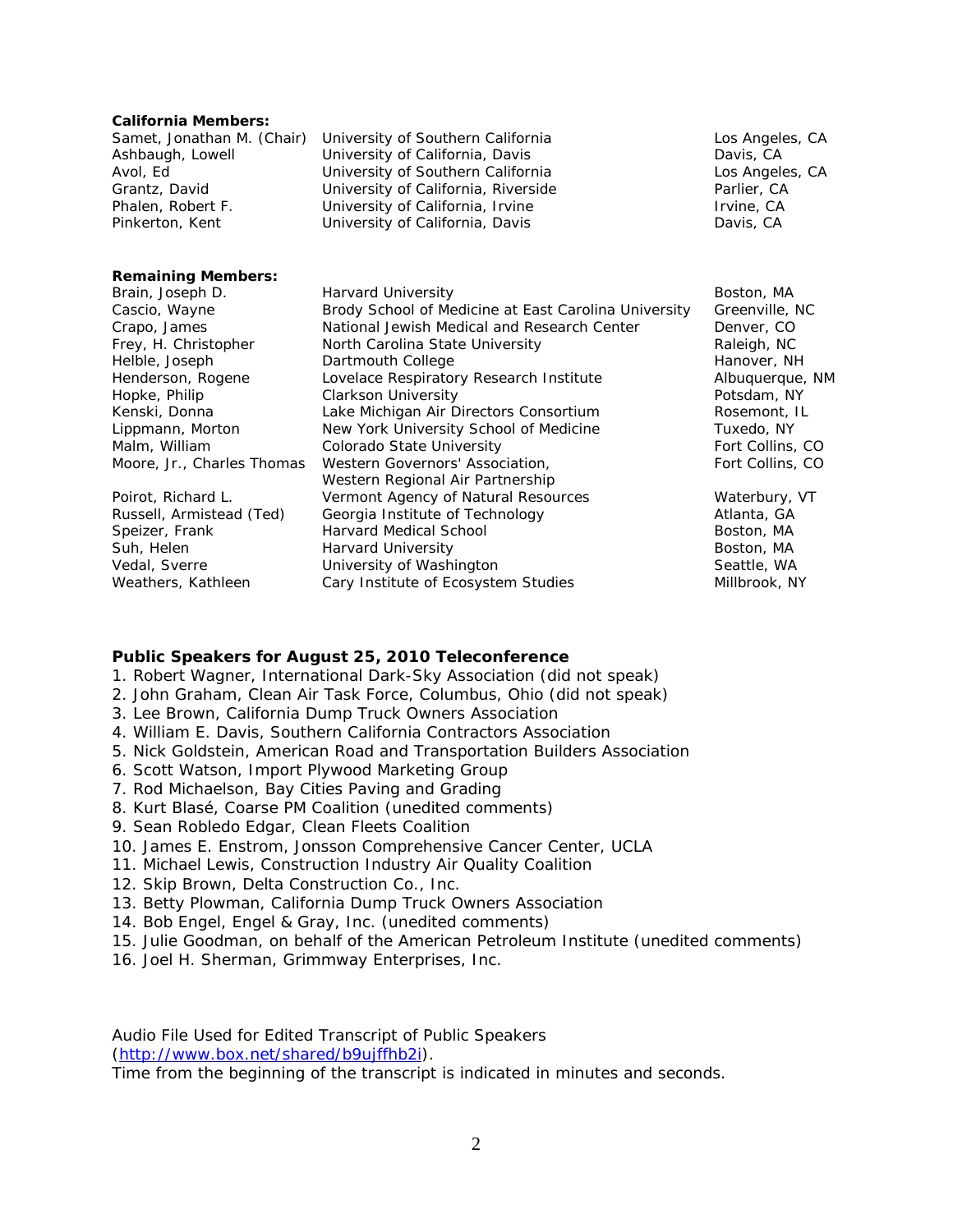**California Members:**

| | | |
|---|---|---|
| Samet, Jonathan M. (Chair) | University of Southern California | Los Angeles, CA |
| Ashbaugh, Lowell | University of California, Davis | Davis, CA |
| Avol, Ed | University of Southern California | Los Angeles, CA |
| Grantz, David | University of California, Riverside | Parlier, CA |
| Phalen, Robert F. | University of California, Irvine | Irvine, CA |
| Pinkerton, Kent | University of California, Davis | Davis, CA |

**Remaining Members:**

| | | |
|---|---|---|
| Brain, Joseph D. | Harvard University | Boston, MA |
| Cascio, Wayne | Brody School of Medicine at East Carolina University | Greenville, NC |
| Crapo, James | National Jewish Medical and Research Center | Denver, CO |
| Frey, H. Christopher | North Carolina State University | Raleigh, NC |
| Helble, Joseph | Dartmouth College | Hanover, NH |
| Henderson, Rogene | Lovelace Respiratory Research Institute | Albuquerque, NM |
| Hopke, Philip | Clarkson University | Potsdam, NY |
| Kenski, Donna | Lake Michigan Air Directors Consortium | Rosemont, IL |
| Lippmann, Morton | New York University School of Medicine | Tuxedo, NY |
| Malm, William | Colorado State University | Fort Collins, CO |
| Moore, Jr., Charles Thomas | Western Governors' Association, Western Regional Air Partnership | Fort Collins, CO |
| Poirot, Richard L. | Vermont Agency of Natural Resources | Waterbury, VT |
| Russell, Armistead (Ted) | Georgia Institute of Technology | Atlanta, GA |
| Speizer, Frank | Harvard Medical School | Boston, MA |
| Suh, Helen | Harvard University | Boston, MA |
| Vedal, Sverre | University of Washington | Seattle, WA |
| Weathers, Kathleen | Cary Institute of Ecosystem Studies | Millbrook, NY |

**Public Speakers for August 25, 2010 Teleconference**

1. Robert Wagner, International Dark-Sky Association (did not speak)
2. John Graham, Clean Air Task Force, Columbus, Ohio (did not speak)
3. Lee Brown, California Dump Truck Owners Association
4. William E. Davis, Southern California Contractors Association
5. Nick Goldstein, American Road and Transportation Builders Association
6. Scott Watson, Import Plywood Marketing Group
7. Rod Michaelson, Bay Cities Paving and Grading
8. Kurt Blasé, Coarse PM Coalition (unedited comments)
9. Sean Robledo Edgar, Clean Fleets Coalition
10. James E. Enstrom, Jonsson Comprehensive Cancer Center, UCLA
11. Michael Lewis, Construction Industry Air Quality Coalition
12. Skip Brown, Delta Construction Co., Inc.
13. Betty Plowman, California Dump Truck Owners Association
14. Bob Engel, Engel & Gray, Inc. (unedited comments)
15. Julie Goodman, on behalf of the American Petroleum Institute (unedited comments)
16. Joel H. Sherman, Grimmway Enterprises, Inc.

Audio File Used for Edited Transcript of Public Speakers (http://www.box.net/shared/b9ujffhb2i).
Time from the beginning of the transcript is indicated in minutes and seconds.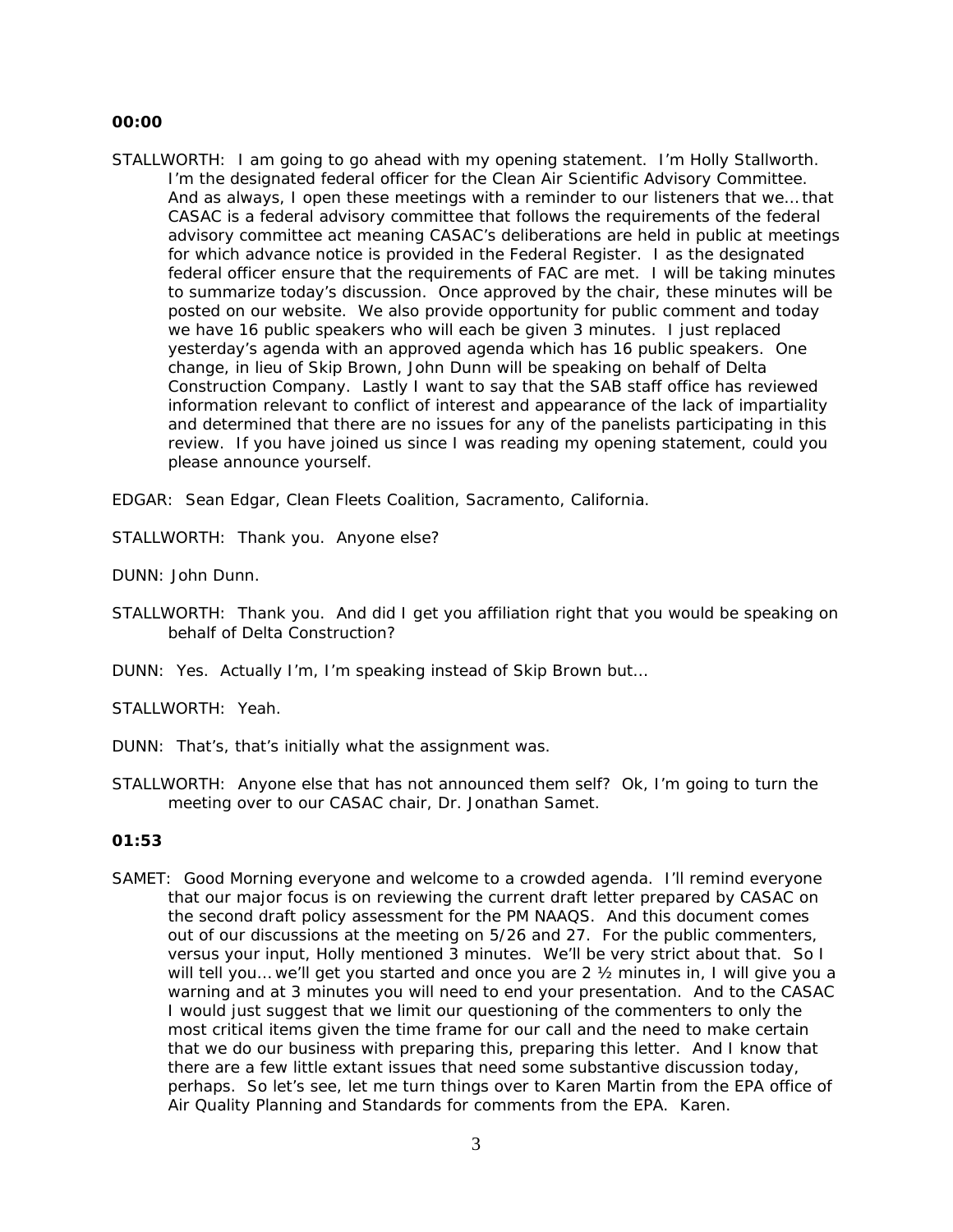**00:00**

STALLWORTH: I am going to go ahead with my opening statement. I'm Holly Stallworth. I'm the designated federal officer for the Clean Air Scientific Advisory Committee. And as always, I open these meetings with a reminder to our listeners that we… that CASAC is a federal advisory committee that follows the requirements of the federal advisory committee act meaning CASAC's deliberations are held in public at meetings for which advance notice is provided in the Federal Register. I as the designated federal officer ensure that the requirements of FAC are met. I will be taking minutes to summarize today's discussion. Once approved by the chair, these minutes will be posted on our website. We also provide opportunity for public comment and today we have 16 public speakers who will each be given 3 minutes. I just replaced yesterday's agenda with an approved agenda which has 16 public speakers. One change, in lieu of Skip Brown, John Dunn will be speaking on behalf of Delta Construction Company. Lastly I want to say that the SAB staff office has reviewed information relevant to conflict of interest and appearance of the lack of impartiality and determined that there are no issues for any of the panelists participating in this review. If you have joined us since I was reading my opening statement, could you please announce yourself.

EDGAR: Sean Edgar, Clean Fleets Coalition, Sacramento, California.

STALLWORTH: Thank you. Anyone else?

DUNN: John Dunn.

STALLWORTH: Thank you. And did I get you affiliation right that you would be speaking on behalf of Delta Construction?

DUNN: Yes. Actually I'm, I'm speaking instead of Skip Brown but…

STALLWORTH: Yeah.

DUNN: That's, that's initially what the assignment was.

STALLWORTH: Anyone else that has not announced them self? Ok, I'm going to turn the meeting over to our CASAC chair, Dr. Jonathan Samet.

**01:53**

SAMET: Good Morning everyone and welcome to a crowded agenda. I'll remind everyone that our major focus is on reviewing the current draft letter prepared by CASAC on the second draft policy assessment for the PM NAAQS. And this document comes out of our discussions at the meeting on 5/26 and 27. For the public commenters, versus your input, Holly mentioned 3 minutes. We'll be very strict about that. So I will tell you… we'll get you started and once you are 2 ½ minutes in, I will give you a warning and at 3 minutes you will need to end your presentation. And to the CASAC I would just suggest that we limit our questioning of the commenters to only the most critical items given the time frame for our call and the need to make certain that we do our business with preparing this, preparing this letter. And I know that there are a few little extant issues that need some substantive discussion today, perhaps. So let's see, let me turn things over to Karen Martin from the EPA office of Air Quality Planning and Standards for comments from the EPA. Karen.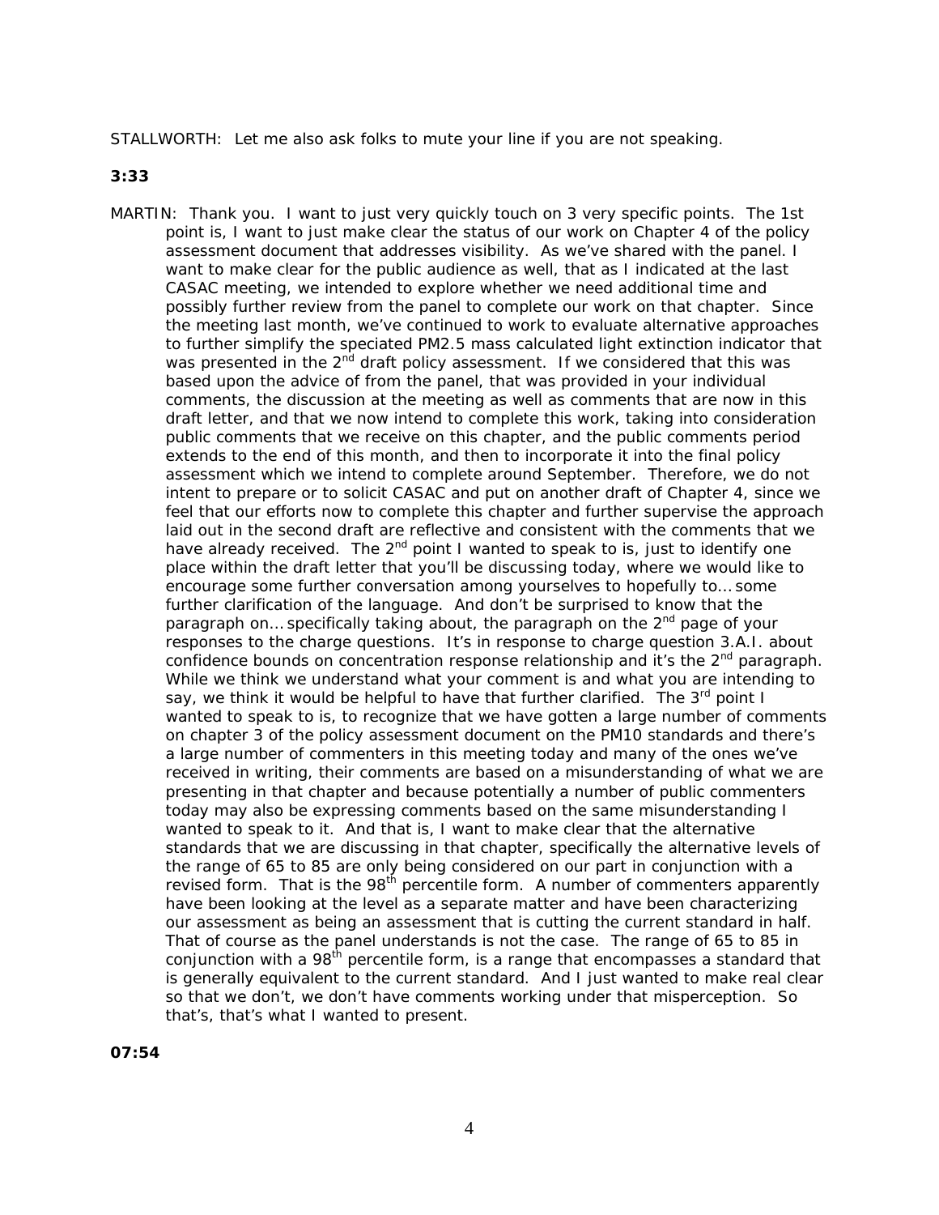STALLWORTH: Let me also ask folks to mute your line if you are not speaking.

**3:33**

MARTIN: Thank you. I want to just very quickly touch on 3 very specific points. The 1st point is, I want to just make clear the status of our work on Chapter 4 of the policy assessment document that addresses visibility. As we've shared with the panel. I want to make clear for the public audience as well, that as I indicated at the last CASAC meeting, we intended to explore whether we need additional time and possibly further review from the panel to complete our work on that chapter. Since the meeting last month, we've continued to work to evaluate alternative approaches to further simplify the speciated PM2.5 mass calculated light extinction indicator that was presented in the 2nd draft policy assessment. If we considered that this was based upon the advice of from the panel, that was provided in your individual comments, the discussion at the meeting as well as comments that are now in this draft letter, and that we now intend to complete this work, taking into consideration public comments that we receive on this chapter, and the public comments period extends to the end of this month, and then to incorporate it into the final policy assessment which we intend to complete around September. Therefore, we do not intent to prepare or to solicit CASAC and put on another draft of Chapter 4, since we feel that our efforts now to complete this chapter and further supervise the approach laid out in the second draft are reflective and consistent with the comments that we have already received. The 2nd point I wanted to speak to is, just to identify one place within the draft letter that you'll be discussing today, where we would like to encourage some further conversation among yourselves to hopefully to… some further clarification of the language. And don't be surprised to know that the paragraph on… specifically taking about, the paragraph on the 2nd page of your responses to the charge questions. It's in response to charge question 3.A.I. about confidence bounds on concentration response relationship and it's the 2nd paragraph. While we think we understand what your comment is and what you are intending to say, we think it would be helpful to have that further clarified. The 3rd point I wanted to speak to is, to recognize that we have gotten a large number of comments on chapter 3 of the policy assessment document on the PM10 standards and there's a large number of commenters in this meeting today and many of the ones we've received in writing, their comments are based on a misunderstanding of what we are presenting in that chapter and because potentially a number of public commenters today may also be expressing comments based on the same misunderstanding I wanted to speak to it. And that is, I want to make clear that the alternative standards that we are discussing in that chapter, specifically the alternative levels of the range of 65 to 85 are only being considered on our part in conjunction with a revised form. That is the 98th percentile form. A number of commenters apparently have been looking at the level as a separate matter and have been characterizing our assessment as being an assessment that is cutting the current standard in half. That of course as the panel understands is not the case. The range of 65 to 85 in conjunction with a 98th percentile form, is a range that encompasses a standard that is generally equivalent to the current standard. And I just wanted to make real clear so that we don't, we don't have comments working under that misperception. So that's, that's what I wanted to present.

**07:54**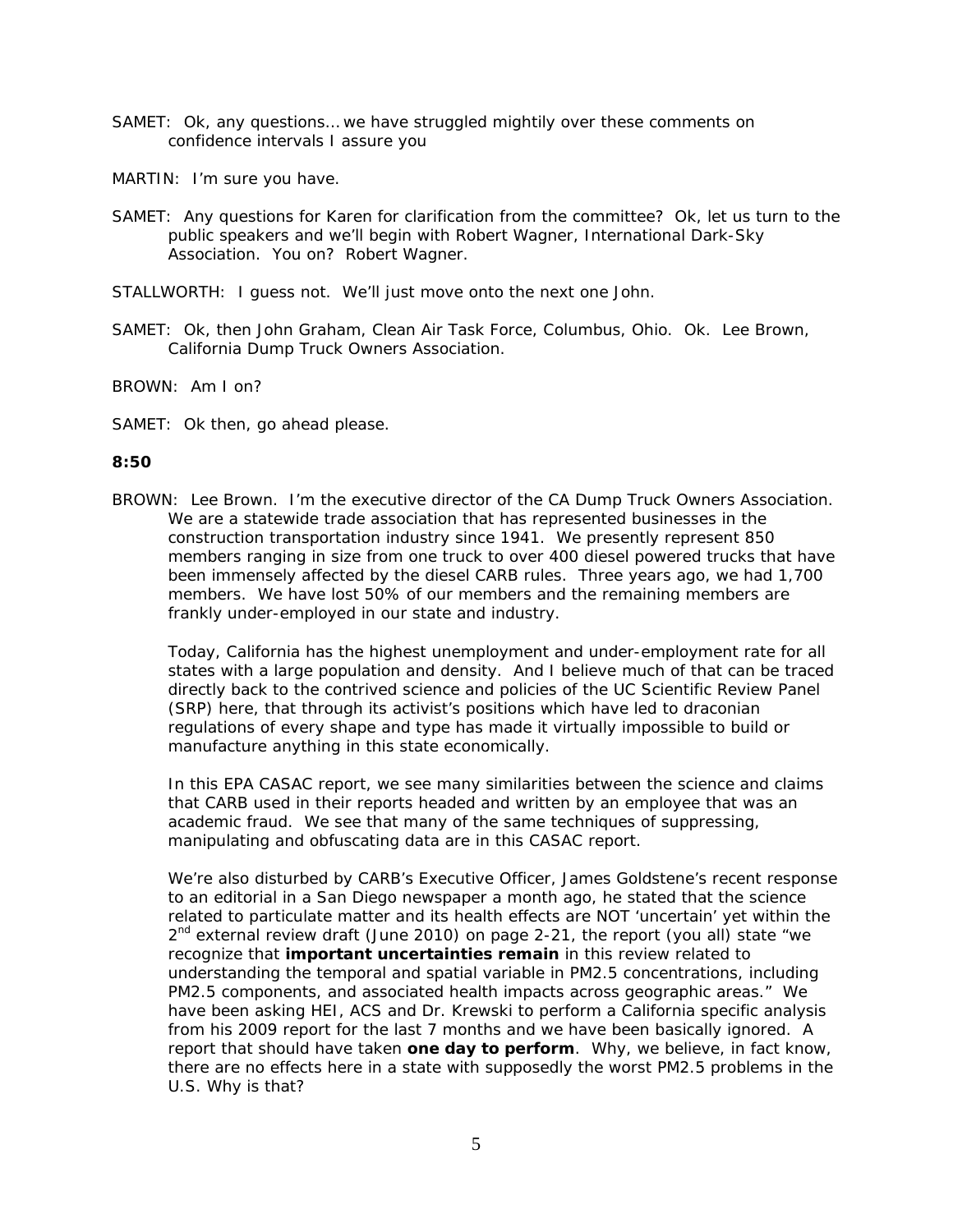SAMET: Ok, any questions… we have struggled mightily over these comments on confidence intervals I assure you

MARTIN: I'm sure you have.

SAMET: Any questions for Karen for clarification from the committee? Ok, let us turn to the public speakers and we'll begin with Robert Wagner, International Dark-Sky Association. You on? Robert Wagner.

STALLWORTH: I guess not. We'll just move onto the next one John.

SAMET: Ok, then John Graham, Clean Air Task Force, Columbus, Ohio. Ok. Lee Brown, California Dump Truck Owners Association.

BROWN: Am I on?

SAMET: Ok then, go ahead please.

**8:50**

BROWN: Lee Brown. I'm the executive director of the CA Dump Truck Owners Association. We are a statewide trade association that has represented businesses in the construction transportation industry since 1941. We presently represent 850 members ranging in size from one truck to over 400 diesel powered trucks that have been immensely affected by the diesel CARB rules. Three years ago, we had 1,700 members. We have lost 50% of our members and the remaining members are frankly under-employed in our state and industry.

Today, California has the highest unemployment and under-employment rate for all states with a large population and density. And I believe much of that can be traced directly back to the contrived science and policies of the UC Scientific Review Panel (SRP) here, that through its activist's positions which have led to draconian regulations of every shape and type has made it virtually impossible to build or manufacture anything in this state economically.

In this EPA CASAC report, we see many similarities between the science and claims that CARB used in their reports headed and written by an employee that was an academic fraud. We see that many of the same techniques of suppressing, manipulating and obfuscating data are in this CASAC report.

We're also disturbed by CARB's Executive Officer, James Goldstene's recent response to an editorial in a San Diego newspaper a month ago, he stated that the science related to particulate matter and its health effects are NOT 'uncertain' yet within the 2nd external review draft (June 2010) on page 2-21, the report (you all) state "we recognize that **important uncertainties remain** in this review related to understanding the temporal and spatial variable in PM2.5 concentrations, including PM2.5 components, and associated health impacts across geographic areas." We have been asking HEI, ACS and Dr. Krewski to perform a California specific analysis from his 2009 report for the last 7 months and we have been basically ignored. A report that should have taken **one day to perform**. Why, we believe, in fact know, there are no effects here in a state with supposedly the worst PM2.5 problems in the U.S. Why is that?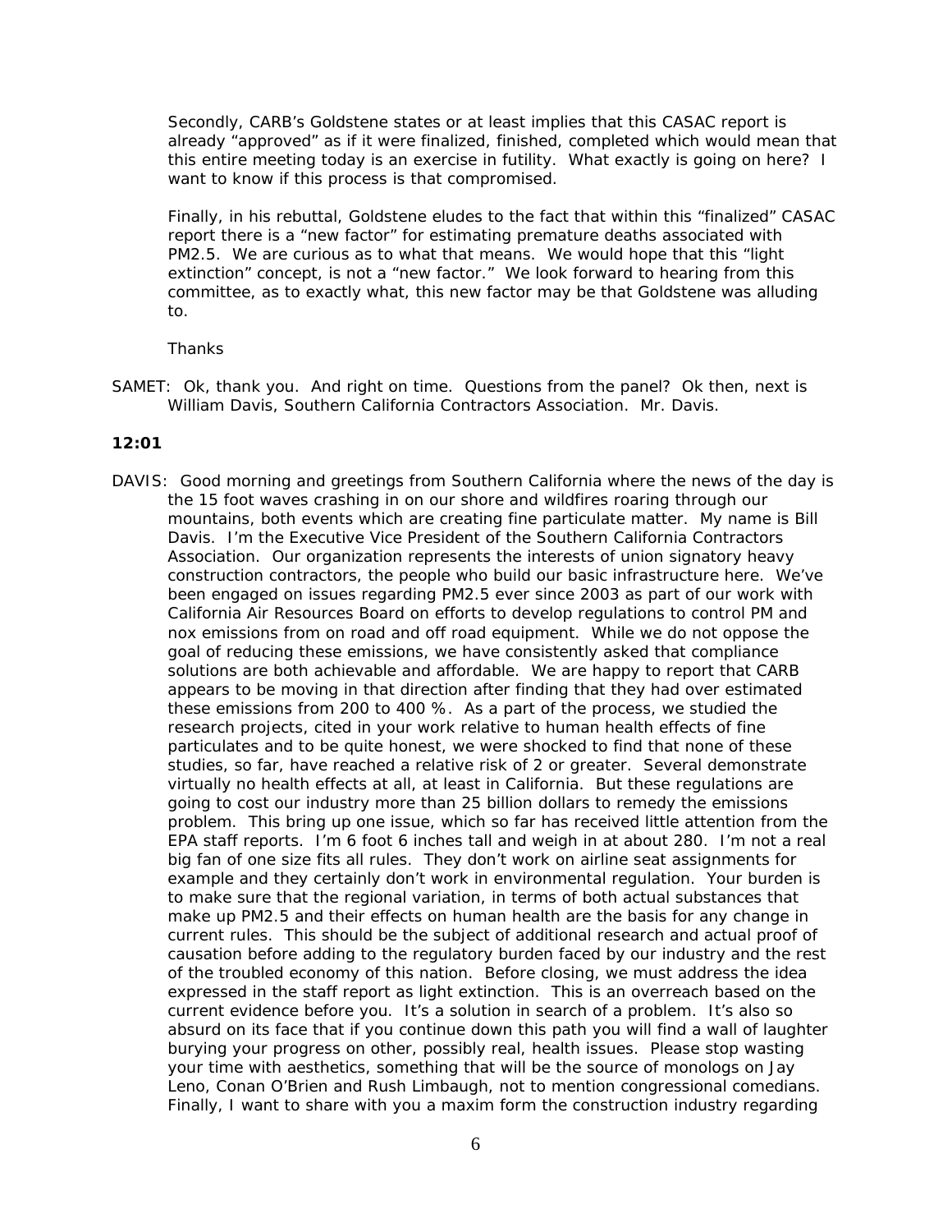Secondly, CARB's Goldstene states or at least implies that this CASAC report is already "approved" as if it were finalized, finished, completed which would mean that this entire meeting today is an exercise in futility. What exactly is going on here? I want to know if this process is that compromised.

Finally, in his rebuttal, Goldstene eludes to the fact that within this "finalized" CASAC report there is a "new factor" for estimating premature deaths associated with PM2.5. We are curious as to what that means. We would hope that this "light extinction" concept, is not a "new factor." We look forward to hearing from this committee, as to exactly what, this new factor may be that Goldstene was alluding to.

Thanks

SAMET: Ok, thank you. And right on time. Questions from the panel? Ok then, next is William Davis, Southern California Contractors Association. Mr. Davis.

**12:01**

DAVIS: Good morning and greetings from Southern California where the news of the day is the 15 foot waves crashing in on our shore and wildfires roaring through our mountains, both events which are creating fine particulate matter. My name is Bill Davis. I'm the Executive Vice President of the Southern California Contractors Association. Our organization represents the interests of union signatory heavy construction contractors, the people who build our basic infrastructure here. We've been engaged on issues regarding PM2.5 ever since 2003 as part of our work with California Air Resources Board on efforts to develop regulations to control PM and nox emissions from on road and off road equipment. While we do not oppose the goal of reducing these emissions, we have consistently asked that compliance solutions are both achievable and affordable. We are happy to report that CARB appears to be moving in that direction after finding that they had over estimated these emissions from 200 to 400 %. As a part of the process, we studied the research projects, cited in your work relative to human health effects of fine particulates and to be quite honest, we were shocked to find that none of these studies, so far, have reached a relative risk of 2 or greater. Several demonstrate virtually no health effects at all, at least in California. But these regulations are going to cost our industry more than 25 billion dollars to remedy the emissions problem. This bring up one issue, which so far has received little attention from the EPA staff reports. I'm 6 foot 6 inches tall and weigh in at about 280. I'm not a real big fan of one size fits all rules. They don't work on airline seat assignments for example and they certainly don't work in environmental regulation. Your burden is to make sure that the regional variation, in terms of both actual substances that make up PM2.5 and their effects on human health are the basis for any change in current rules. This should be the subject of additional research and actual proof of causation before adding to the regulatory burden faced by our industry and the rest of the troubled economy of this nation. Before closing, we must address the idea expressed in the staff report as light extinction. This is an overreach based on the current evidence before you. It's a solution in search of a problem. It's also so absurd on its face that if you continue down this path you will find a wall of laughter burying your progress on other, possibly real, health issues. Please stop wasting your time with aesthetics, something that will be the source of monologs on Jay Leno, Conan O'Brien and Rush Limbaugh, not to mention congressional comedians. Finally, I want to share with you a maxim form the construction industry regarding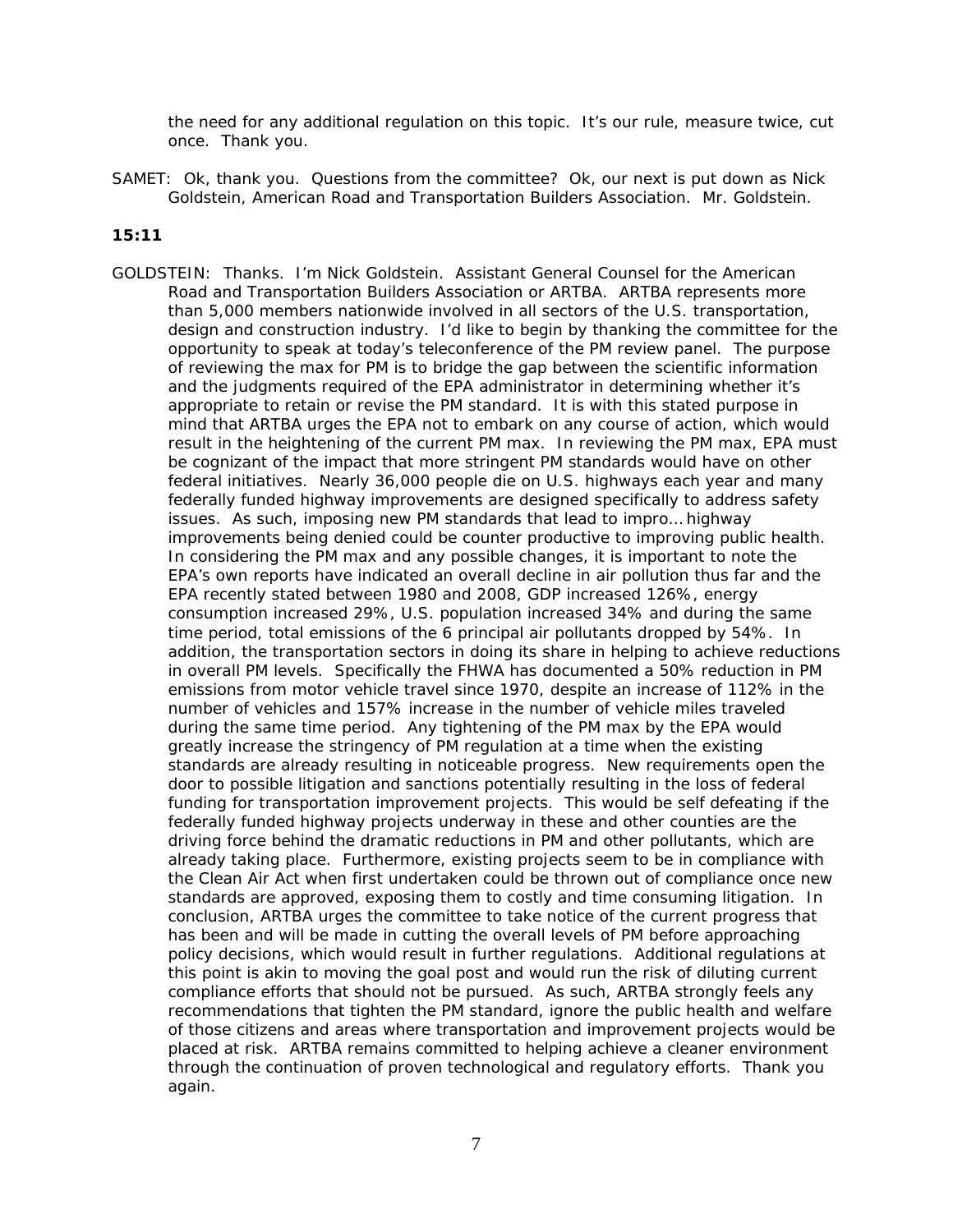the need for any additional regulation on this topic. It's our rule, measure twice, cut once. Thank you.

SAMET: Ok, thank you. Questions from the committee? Ok, our next is put down as Nick Goldstein, American Road and Transportation Builders Association. Mr. Goldstein.

**15:11**

GOLDSTEIN: Thanks. I'm Nick Goldstein. Assistant General Counsel for the American Road and Transportation Builders Association or ARTBA. ARTBA represents more than 5,000 members nationwide involved in all sectors of the U.S. transportation, design and construction industry. I'd like to begin by thanking the committee for the opportunity to speak at today's teleconference of the PM review panel. The purpose of reviewing the max for PM is to bridge the gap between the scientific information and the judgments required of the EPA administrator in determining whether it's appropriate to retain or revise the PM standard. It is with this stated purpose in mind that ARTBA urges the EPA not to embark on any course of action, which would result in the heightening of the current PM max. In reviewing the PM max, EPA must be cognizant of the impact that more stringent PM standards would have on other federal initiatives. Nearly 36,000 people die on U.S. highways each year and many federally funded highway improvements are designed specifically to address safety issues. As such, imposing new PM standards that lead to impro… highway improvements being denied could be counter productive to improving public health. In considering the PM max and any possible changes, it is important to note the EPA's own reports have indicated an overall decline in air pollution thus far and the EPA recently stated between 1980 and 2008, GDP increased 126%, energy consumption increased 29%, U.S. population increased 34% and during the same time period, total emissions of the 6 principal air pollutants dropped by 54%. In addition, the transportation sectors in doing its share in helping to achieve reductions in overall PM levels. Specifically the FHWA has documented a 50% reduction in PM emissions from motor vehicle travel since 1970, despite an increase of 112% in the number of vehicles and 157% increase in the number of vehicle miles traveled during the same time period. Any tightening of the PM max by the EPA would greatly increase the stringency of PM regulation at a time when the existing standards are already resulting in noticeable progress. New requirements open the door to possible litigation and sanctions potentially resulting in the loss of federal funding for transportation improvement projects. This would be self defeating if the federally funded highway projects underway in these and other counties are the driving force behind the dramatic reductions in PM and other pollutants, which are already taking place. Furthermore, existing projects seem to be in compliance with the Clean Air Act when first undertaken could be thrown out of compliance once new standards are approved, exposing them to costly and time consuming litigation. In conclusion, ARTBA urges the committee to take notice of the current progress that has been and will be made in cutting the overall levels of PM before approaching policy decisions, which would result in further regulations. Additional regulations at this point is akin to moving the goal post and would run the risk of diluting current compliance efforts that should not be pursued. As such, ARTBA strongly feels any recommendations that tighten the PM standard, ignore the public health and welfare of those citizens and areas where transportation and improvement projects would be placed at risk. ARTBA remains committed to helping achieve a cleaner environment through the continuation of proven technological and regulatory efforts. Thank you again.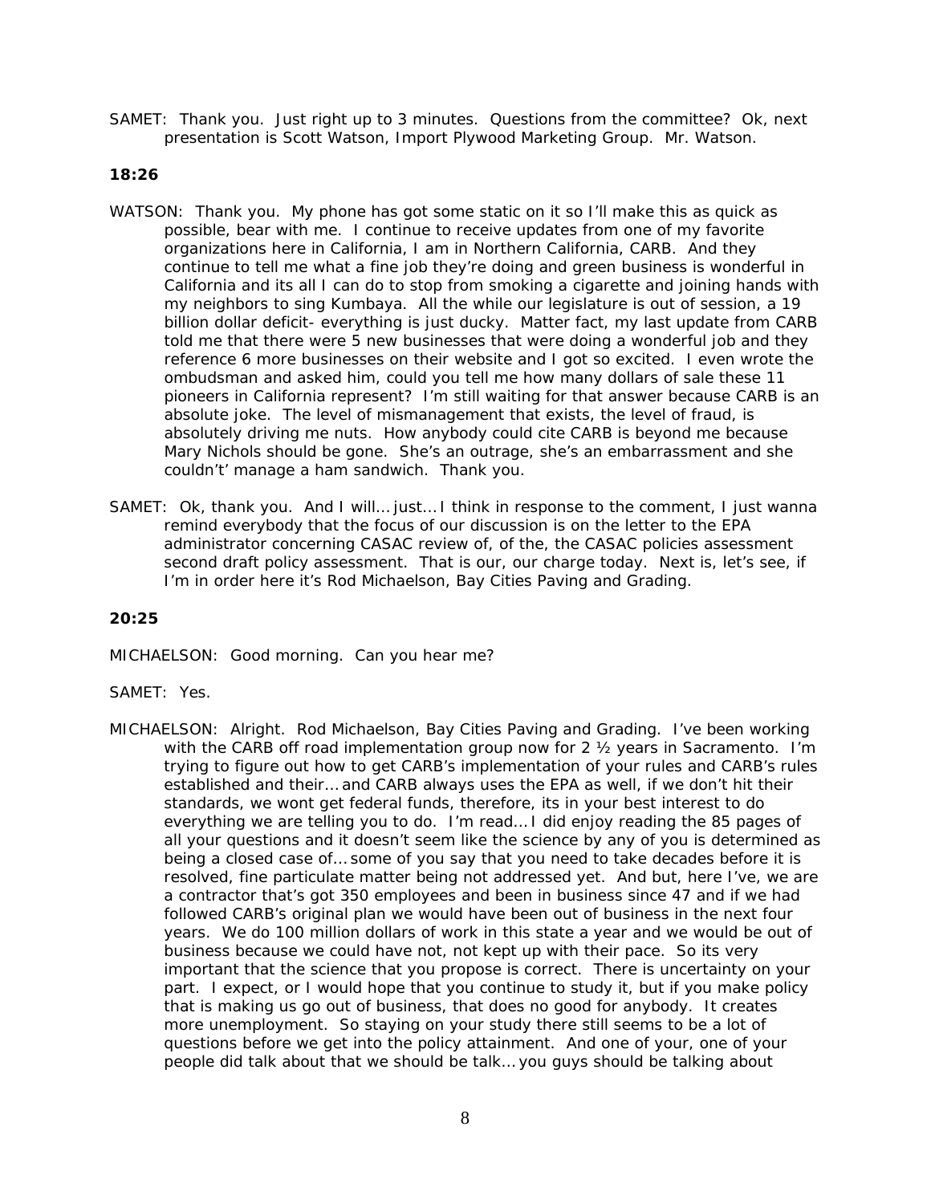SAMET: Thank you. Just right up to 3 minutes. Questions from the committee? Ok, next presentation is Scott Watson, Import Plywood Marketing Group. Mr. Watson.

**18:26**

WATSON: Thank you. My phone has got some static on it so I'll make this as quick as possible, bear with me. I continue to receive updates from one of my favorite organizations here in California, I am in Northern California, CARB. And they continue to tell me what a fine job they're doing and green business is wonderful in California and its all I can do to stop from smoking a cigarette and joining hands with my neighbors to sing Kumbaya. All the while our legislature is out of session, a 19 billion dollar deficit- everything is just ducky. Matter fact, my last update from CARB told me that there were 5 new businesses that were doing a wonderful job and they reference 6 more businesses on their website and I got so excited. I even wrote the ombudsman and asked him, could you tell me how many dollars of sale these 11 pioneers in California represent? I'm still waiting for that answer because CARB is an absolute joke. The level of mismanagement that exists, the level of fraud, is absolutely driving me nuts. How anybody could cite CARB is beyond me because Mary Nichols should be gone. She's an outrage, she's an embarrassment and she couldn't' manage a ham sandwich. Thank you.

SAMET: Ok, thank you. And I will… just… I think in response to the comment, I just wanna remind everybody that the focus of our discussion is on the letter to the EPA administrator concerning CASAC review of, of the, the CASAC policies assessment second draft policy assessment. That is our, our charge today. Next is, let's see, if I'm in order here it's Rod Michaelson, Bay Cities Paving and Grading.

**20:25**

MICHAELSON: Good morning. Can you hear me?

SAMET: Yes.

MICHAELSON: Alright. Rod Michaelson, Bay Cities Paving and Grading. I've been working with the CARB off road implementation group now for 2 ½ years in Sacramento. I'm trying to figure out how to get CARB's implementation of your rules and CARB's rules established and their… and CARB always uses the EPA as well, if we don't hit their standards, we wont get federal funds, therefore, its in your best interest to do everything we are telling you to do. I'm read… I did enjoy reading the 85 pages of all your questions and it doesn't seem like the science by any of you is determined as being a closed case of… some of you say that you need to take decades before it is resolved, fine particulate matter being not addressed yet. And but, here I've, we are a contractor that's got 350 employees and been in business since 47 and if we had followed CARB's original plan we would have been out of business in the next four years. We do 100 million dollars of work in this state a year and we would be out of business because we could have not, not kept up with their pace. So its very important that the science that you propose is correct. There is uncertainty on your part. I expect, or I would hope that you continue to study it, but if you make policy that is making us go out of business, that does no good for anybody. It creates more unemployment. So staying on your study there still seems to be a lot of questions before we get into the policy attainment. And one of your, one of your people did talk about that we should be talk… you guys should be talking about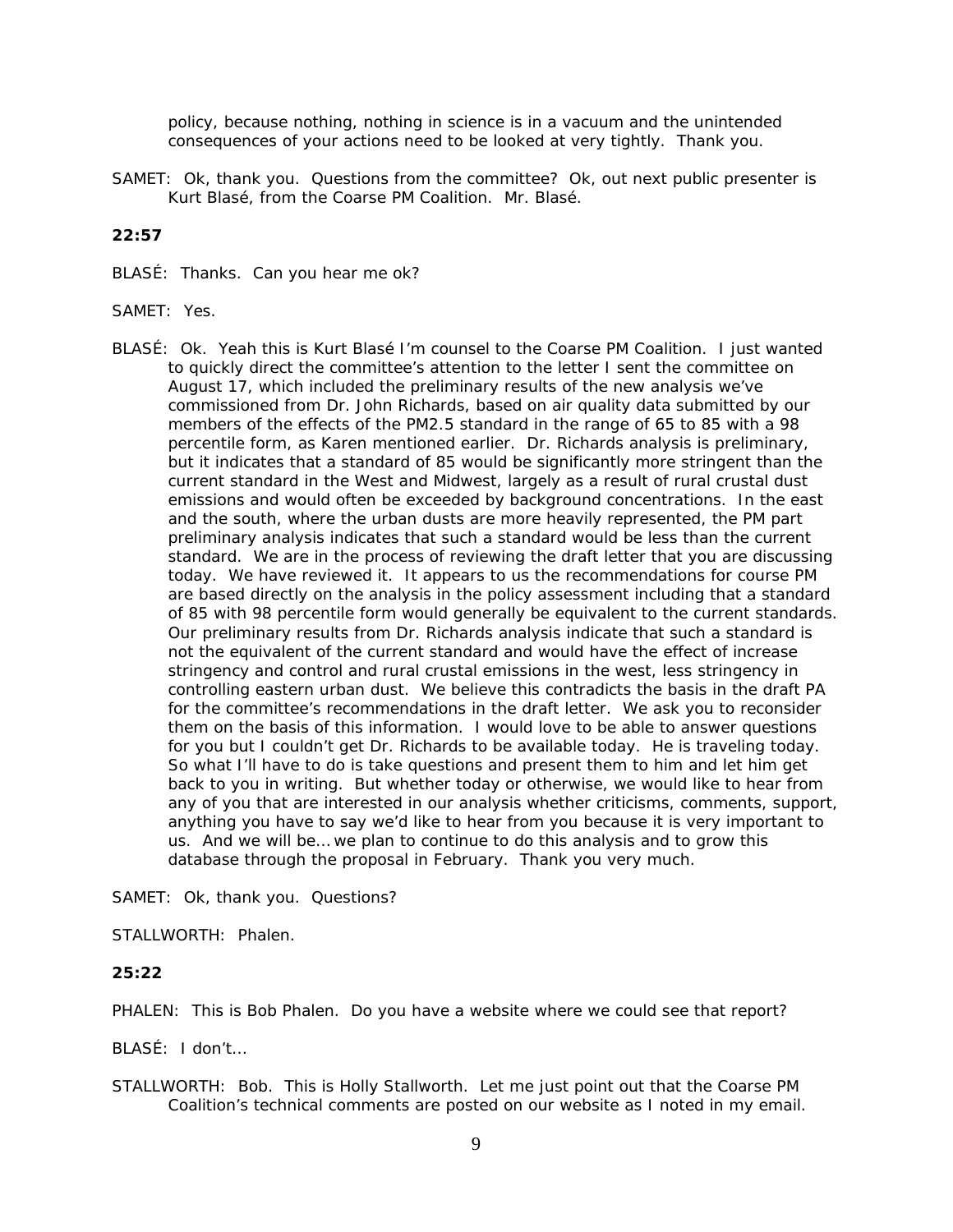policy, because nothing, nothing in science is in a vacuum and the unintended consequences of your actions need to be looked at very tightly. Thank you.

SAMET: Ok, thank you. Questions from the committee? Ok, out next public presenter is Kurt Blasé, from the Coarse PM Coalition. Mr. Blasé.

**22:57**

BLASÉ: Thanks. Can you hear me ok?

SAMET: Yes.

BLASÉ: Ok. Yeah this is Kurt Blasé I'm counsel to the Coarse PM Coalition. I just wanted to quickly direct the committee's attention to the letter I sent the committee on August 17, which included the preliminary results of the new analysis we've commissioned from Dr. John Richards, based on air quality data submitted by our members of the effects of the PM2.5 standard in the range of 65 to 85 with a 98 percentile form, as Karen mentioned earlier. Dr. Richards analysis is preliminary, but it indicates that a standard of 85 would be significantly more stringent than the current standard in the West and Midwest, largely as a result of rural crustal dust emissions and would often be exceeded by background concentrations. In the east and the south, where the urban dusts are more heavily represented, the PM part preliminary analysis indicates that such a standard would be less than the current standard. We are in the process of reviewing the draft letter that you are discussing today. We have reviewed it. It appears to us the recommendations for course PM are based directly on the analysis in the policy assessment including that a standard of 85 with 98 percentile form would generally be equivalent to the current standards. Our preliminary results from Dr. Richards analysis indicate that such a standard is not the equivalent of the current standard and would have the effect of increase stringency and control and rural crustal emissions in the west, less stringency in controlling eastern urban dust. We believe this contradicts the basis in the draft PA for the committee's recommendations in the draft letter. We ask you to reconsider them on the basis of this information. I would love to be able to answer questions for you but I couldn't get Dr. Richards to be available today. He is traveling today. So what I'll have to do is take questions and present them to him and let him get back to you in writing. But whether today or otherwise, we would like to hear from any of you that are interested in our analysis whether criticisms, comments, support, anything you have to say we'd like to hear from you because it is very important to us. And we will be… we plan to continue to do this analysis and to grow this database through the proposal in February. Thank you very much.

SAMET: Ok, thank you. Questions?

STALLWORTH: Phalen.

**25:22**

PHALEN: This is Bob Phalen. Do you have a website where we could see that report?

BLASÉ: I don't…

STALLWORTH: Bob. This is Holly Stallworth. Let me just point out that the Coarse PM Coalition's technical comments are posted on our website as I noted in my email.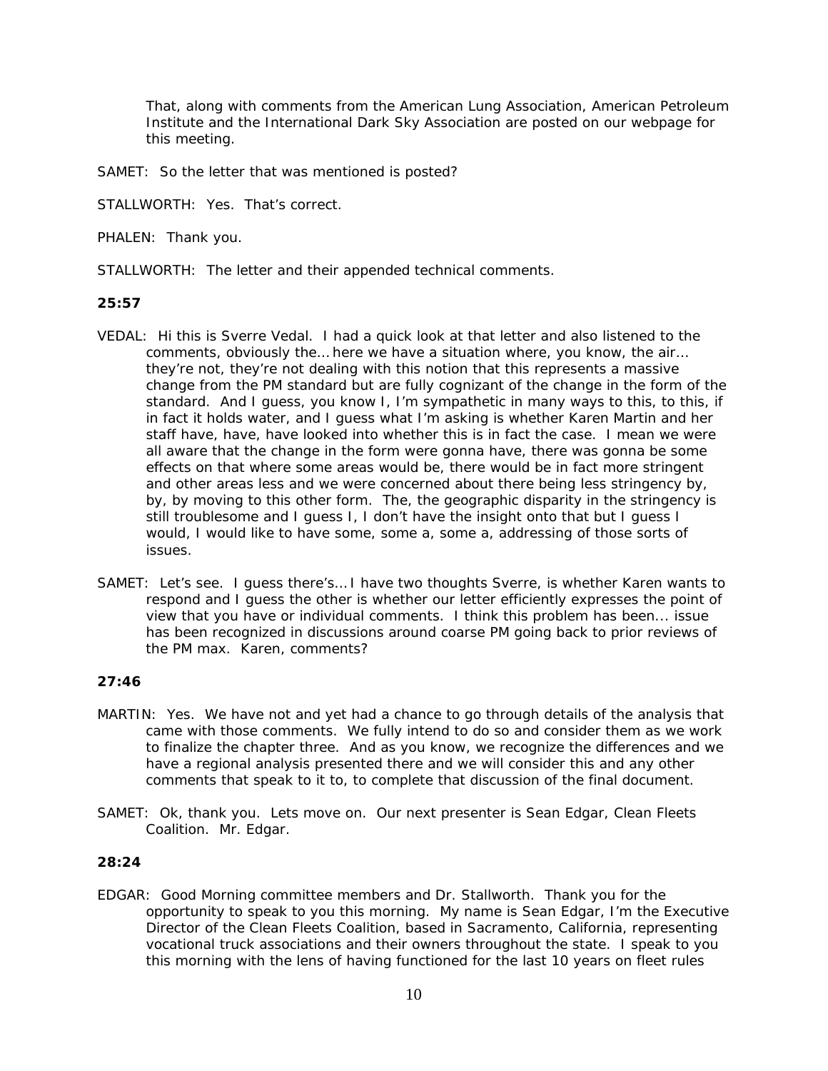That, along with comments from the American Lung Association, American Petroleum Institute and the International Dark Sky Association are posted on our webpage for this meeting.

SAMET: So the letter that was mentioned is posted?

STALLWORTH: Yes. That's correct.

PHALEN: Thank you.

STALLWORTH: The letter and their appended technical comments.

**25:57**

VEDAL: Hi this is Sverre Vedal. I had a quick look at that letter and also listened to the comments, obviously the... here we have a situation where, you know, the air... they're not, they're not dealing with this notion that this represents a massive change from the PM standard but are fully cognizant of the change in the form of the standard. And I guess, you know I, I'm sympathetic in many ways to this, to this, if in fact it holds water, and I guess what I'm asking is whether Karen Martin and her staff have, have, have looked into whether this is in fact the case. I mean we were all aware that the change in the form were gonna have, there was gonna be some effects on that where some areas would be, there would be in fact more stringent and other areas less and we were concerned about there being less stringency by, by, by moving to this other form. The, the geographic disparity in the stringency is still troublesome and I guess I, I don't have the insight onto that but I guess I would, I would like to have some, some a, some a, addressing of those sorts of issues.

SAMET: Let's see. I guess there's... I have two thoughts Sverre, is whether Karen wants to respond and I guess the other is whether our letter efficiently expresses the point of view that you have or individual comments. I think this problem has been... issue has been recognized in discussions around coarse PM going back to prior reviews of the PM max. Karen, comments?

**27:46**

MARTIN: Yes. We have not and yet had a chance to go through details of the analysis that came with those comments. We fully intend to do so and consider them as we work to finalize the chapter three. And as you know, we recognize the differences and we have a regional analysis presented there and we will consider this and any other comments that speak to it to, to complete that discussion of the final document.

SAMET: Ok, thank you. Lets move on. Our next presenter is Sean Edgar, Clean Fleets Coalition. Mr. Edgar.

**28:24**

EDGAR: Good Morning committee members and Dr. Stallworth. Thank you for the opportunity to speak to you this morning. My name is Sean Edgar, I'm the Executive Director of the Clean Fleets Coalition, based in Sacramento, California, representing vocational truck associations and their owners throughout the state. I speak to you this morning with the lens of having functioned for the last 10 years on fleet rules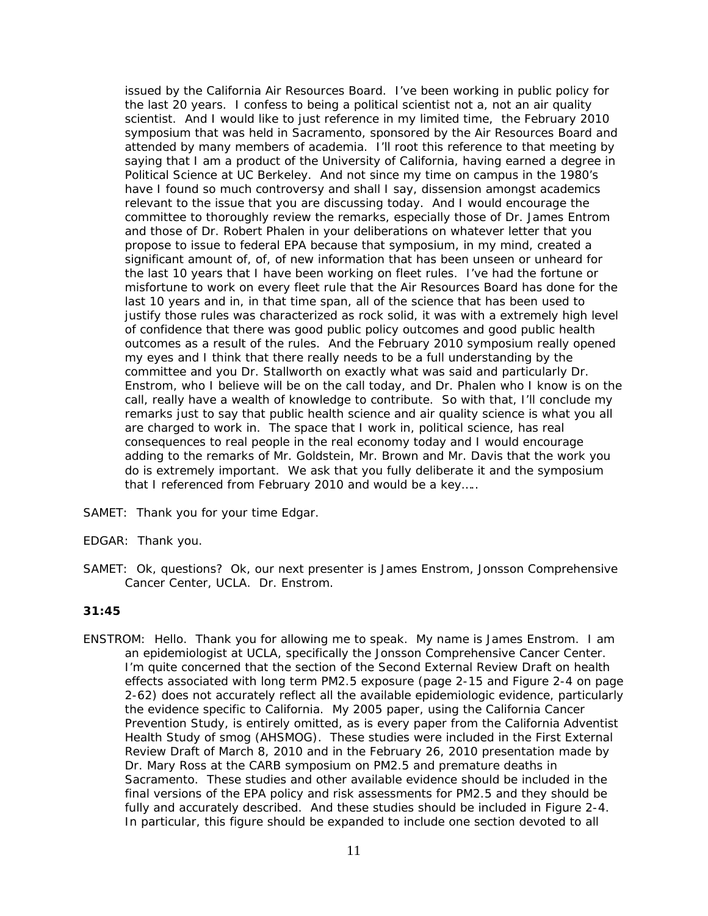issued by the California Air Resources Board. I've been working in public policy for the last 20 years. I confess to being a political scientist not a, not an air quality scientist. And I would like to just reference in my limited time, the February 2010 symposium that was held in Sacramento, sponsored by the Air Resources Board and attended by many members of academia. I'll root this reference to that meeting by saying that I am a product of the University of California, having earned a degree in Political Science at UC Berkeley. And not since my time on campus in the 1980's have I found so much controversy and shall I say, dissension amongst academics relevant to the issue that you are discussing today. And I would encourage the committee to thoroughly review the remarks, especially those of Dr. James Entrom and those of Dr. Robert Phalen in your deliberations on whatever letter that you propose to issue to federal EPA because that symposium, in my mind, created a significant amount of, of, of new information that has been unseen or unheard for the last 10 years that I have been working on fleet rules. I've had the fortune or misfortune to work on every fleet rule that the Air Resources Board has done for the last 10 years and in, in that time span, all of the science that has been used to justify those rules was characterized as rock solid, it was with a extremely high level of confidence that there was good public policy outcomes and good public health outcomes as a result of the rules. And the February 2010 symposium really opened my eyes and I think that there really needs to be a full understanding by the committee and you Dr. Stallworth on exactly what was said and particularly Dr. Enstrom, who I believe will be on the call today, and Dr. Phalen who I know is on the call, really have a wealth of knowledge to contribute. So with that, I'll conclude my remarks just to say that public health science and air quality science is what you all are charged to work in. The space that I work in, political science, has real consequences to real people in the real economy today and I would encourage adding to the remarks of Mr. Goldstein, Mr. Brown and Mr. Davis that the work you do is extremely important. We ask that you fully deliberate it and the symposium that I referenced from February 2010 and would be a key…..

SAMET: Thank you for your time Edgar.

EDGAR: Thank you.

SAMET: Ok, questions? Ok, our next presenter is James Enstrom, Jonsson Comprehensive Cancer Center, UCLA. Dr. Enstrom.

**31:45**

ENSTROM: Hello. Thank you for allowing me to speak. My name is James Enstrom. I am an epidemiologist at UCLA, specifically the Jonsson Comprehensive Cancer Center. I'm quite concerned that the section of the Second External Review Draft on health effects associated with long term PM2.5 exposure (page 2-15 and Figure 2-4 on page 2-62) does not accurately reflect all the available epidemiologic evidence, particularly the evidence specific to California. My 2005 paper, using the California Cancer Prevention Study, is entirely omitted, as is every paper from the California Adventist Health Study of smog (AHSMOG). These studies were included in the First External Review Draft of March 8, 2010 and in the February 26, 2010 presentation made by Dr. Mary Ross at the CARB symposium on PM2.5 and premature deaths in Sacramento. These studies and other available evidence should be included in the final versions of the EPA policy and risk assessments for PM2.5 and they should be fully and accurately described. And these studies should be included in Figure 2-4. In particular, this figure should be expanded to include one section devoted to all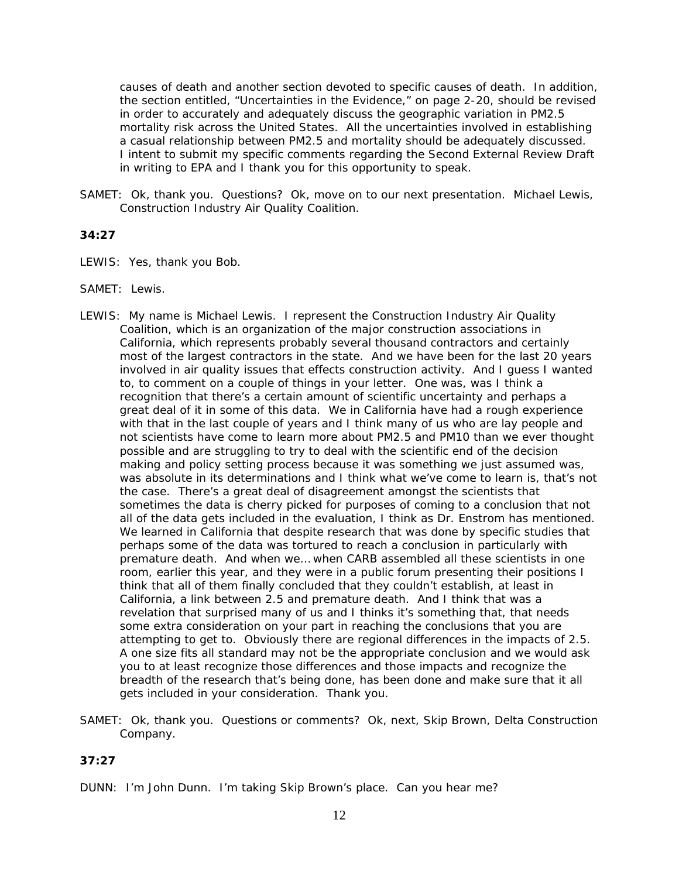causes of death and another section devoted to specific causes of death. In addition, the section entitled, "Uncertainties in the Evidence," on page 2-20, should be revised in order to accurately and adequately discuss the geographic variation in PM2.5 mortality risk across the United States. All the uncertainties involved in establishing a casual relationship between PM2.5 and mortality should be adequately discussed. I intent to submit my specific comments regarding the Second External Review Draft in writing to EPA and I thank you for this opportunity to speak.

SAMET: Ok, thank you. Questions? Ok, move on to our next presentation. Michael Lewis, Construction Industry Air Quality Coalition.

**34:27**

LEWIS: Yes, thank you Bob.

SAMET: Lewis.

LEWIS: My name is Michael Lewis. I represent the Construction Industry Air Quality Coalition, which is an organization of the major construction associations in California, which represents probably several thousand contractors and certainly most of the largest contractors in the state. And we have been for the last 20 years involved in air quality issues that effects construction activity. And I guess I wanted to, to comment on a couple of things in your letter. One was, was I think a recognition that there's a certain amount of scientific uncertainty and perhaps a great deal of it in some of this data. We in California have had a rough experience with that in the last couple of years and I think many of us who are lay people and not scientists have come to learn more about PM2.5 and PM10 than we ever thought possible and are struggling to try to deal with the scientific end of the decision making and policy setting process because it was something we just assumed was, was absolute in its determinations and I think what we've come to learn is, that's not the case. There's a great deal of disagreement amongst the scientists that sometimes the data is cherry picked for purposes of coming to a conclusion that not all of the data gets included in the evaluation, I think as Dr. Enstrom has mentioned. We learned in California that despite research that was done by specific studies that perhaps some of the data was tortured to reach a conclusion in particularly with premature death. And when we… when CARB assembled all these scientists in one room, earlier this year, and they were in a public forum presenting their positions I think that all of them finally concluded that they couldn't establish, at least in California, a link between 2.5 and premature death. And I think that was a revelation that surprised many of us and I thinks it's something that, that needs some extra consideration on your part in reaching the conclusions that you are attempting to get to. Obviously there are regional differences in the impacts of 2.5. A one size fits all standard may not be the appropriate conclusion and we would ask you to at least recognize those differences and those impacts and recognize the breadth of the research that's being done, has been done and make sure that it all gets included in your consideration. Thank you.

SAMET: Ok, thank you. Questions or comments? Ok, next, Skip Brown, Delta Construction Company.

**37:27**

DUNN: I'm John Dunn. I'm taking Skip Brown's place. Can you hear me?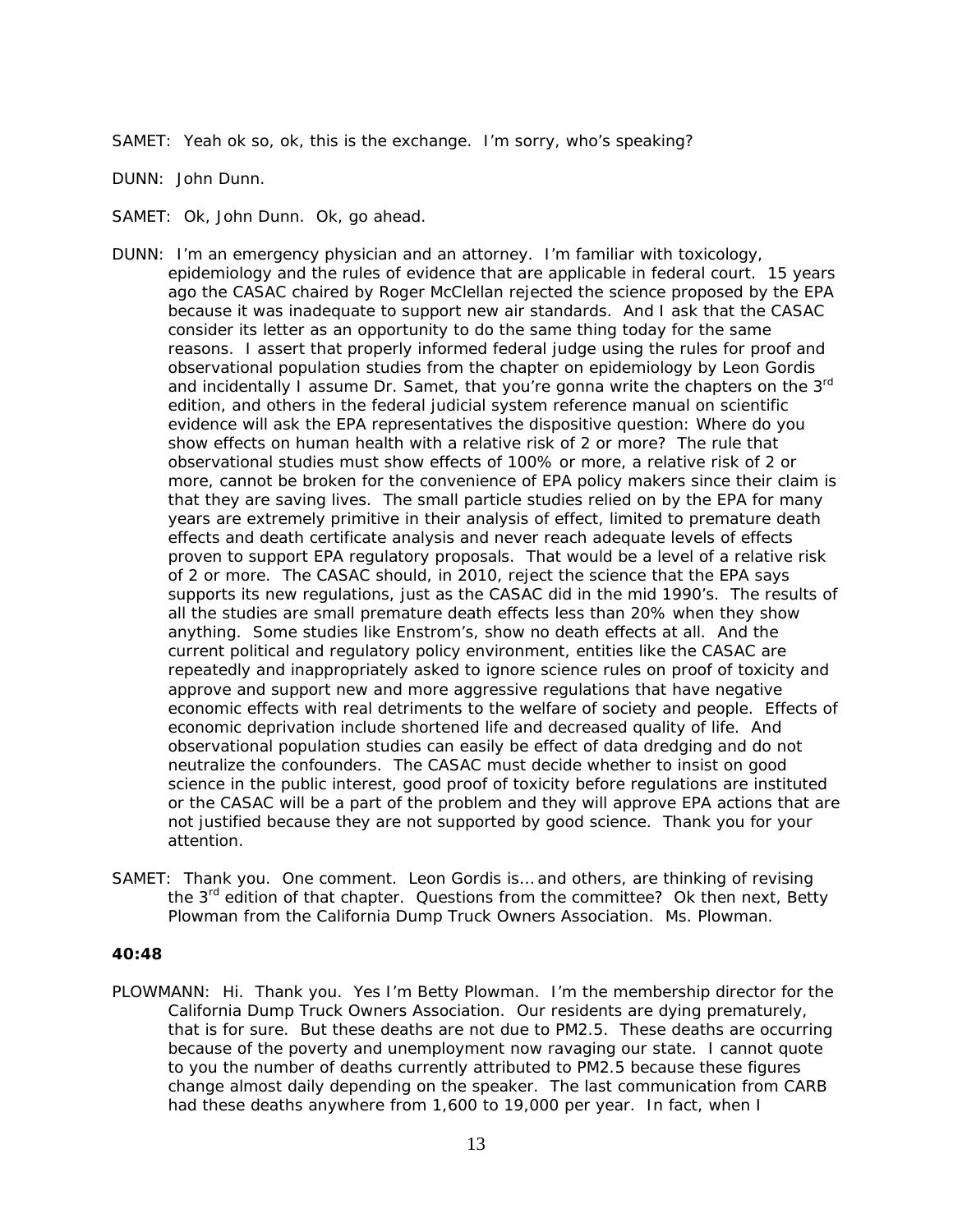SAMET: Yeah ok so, ok, this is the exchange. I'm sorry, who's speaking?

DUNN: John Dunn.

SAMET: Ok, John Dunn. Ok, go ahead.

DUNN: I'm an emergency physician and an attorney. I'm familiar with toxicology, epidemiology and the rules of evidence that are applicable in federal court. 15 years ago the CASAC chaired by Roger McClellan rejected the science proposed by the EPA because it was inadequate to support new air standards. And I ask that the CASAC consider its letter as an opportunity to do the same thing today for the same reasons. I assert that properly informed federal judge using the rules for proof and observational population studies from the chapter on epidemiology by Leon Gordis and incidentally I assume Dr. Samet, that you're gonna write the chapters on the 3rd edition, and others in the federal judicial system reference manual on scientific evidence will ask the EPA representatives the dispositive question: Where do you show effects on human health with a relative risk of 2 or more? The rule that observational studies must show effects of 100% or more, a relative risk of 2 or more, cannot be broken for the convenience of EPA policy makers since their claim is that they are saving lives. The small particle studies relied on by the EPA for many years are extremely primitive in their analysis of effect, limited to premature death effects and death certificate analysis and never reach adequate levels of effects proven to support EPA regulatory proposals. That would be a level of a relative risk of 2 or more. The CASAC should, in 2010, reject the science that the EPA says supports its new regulations, just as the CASAC did in the mid 1990's. The results of all the studies are small premature death effects less than 20% when they show anything. Some studies like Enstrom's, show no death effects at all. And the current political and regulatory policy environment, entities like the CASAC are repeatedly and inappropriately asked to ignore science rules on proof of toxicity and approve and support new and more aggressive regulations that have negative economic effects with real detriments to the welfare of society and people. Effects of economic deprivation include shortened life and decreased quality of life. And observational population studies can easily be effect of data dredging and do not neutralize the confounders. The CASAC must decide whether to insist on good science in the public interest, good proof of toxicity before regulations are instituted or the CASAC will be a part of the problem and they will approve EPA actions that are not justified because they are not supported by good science. Thank you for your attention.

SAMET: Thank you. One comment. Leon Gordis is… and others, are thinking of revising the 3rd edition of that chapter. Questions from the committee? Ok then next, Betty Plowman from the California Dump Truck Owners Association. Ms. Plowman.

**40:48**

PLOWMANN: Hi. Thank you. Yes I'm Betty Plowman. I'm the membership director for the California Dump Truck Owners Association. Our residents are dying prematurely, that is for sure. But these deaths are not due to PM2.5. These deaths are occurring because of the poverty and unemployment now ravaging our state. I cannot quote to you the number of deaths currently attributed to PM2.5 because these figures change almost daily depending on the speaker. The last communication from CARB had these deaths anywhere from 1,600 to 19,000 per year. In fact, when I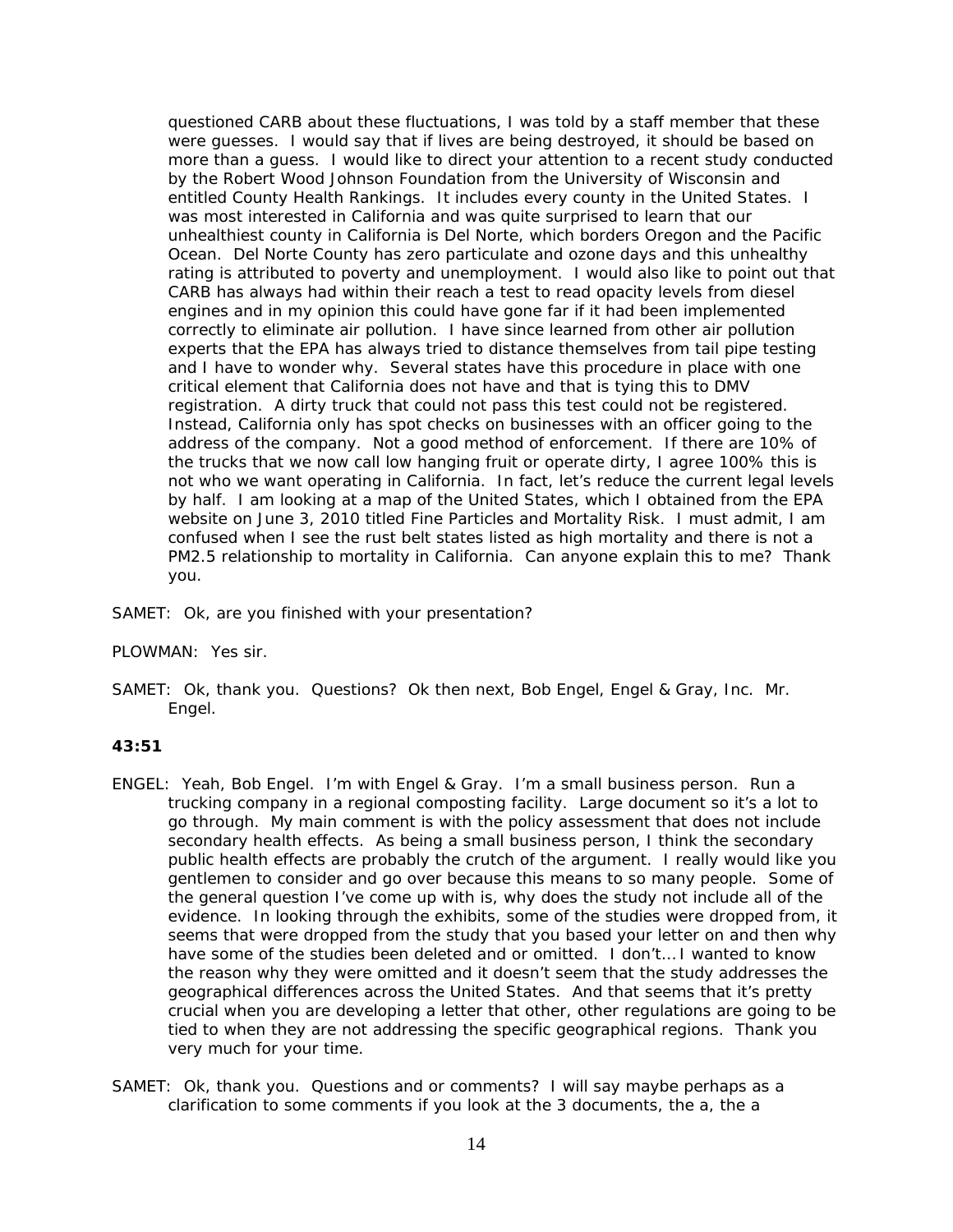questioned CARB about these fluctuations, I was told by a staff member that these were guesses. I would say that if lives are being destroyed, it should be based on more than a guess. I would like to direct your attention to a recent study conducted by the Robert Wood Johnson Foundation from the University of Wisconsin and entitled County Health Rankings. It includes every county in the United States. I was most interested in California and was quite surprised to learn that our unhealthiest county in California is Del Norte, which borders Oregon and the Pacific Ocean. Del Norte County has zero particulate and ozone days and this unhealthy rating is attributed to poverty and unemployment. I would also like to point out that CARB has always had within their reach a test to read opacity levels from diesel engines and in my opinion this could have gone far if it had been implemented correctly to eliminate air pollution. I have since learned from other air pollution experts that the EPA has always tried to distance themselves from tail pipe testing and I have to wonder why. Several states have this procedure in place with one critical element that California does not have and that is tying this to DMV registration. A dirty truck that could not pass this test could not be registered. Instead, California only has spot checks on businesses with an officer going to the address of the company. Not a good method of enforcement. If there are 10% of the trucks that we now call low hanging fruit or operate dirty, I agree 100% this is not who we want operating in California. In fact, let's reduce the current legal levels by half. I am looking at a map of the United States, which I obtained from the EPA website on June 3, 2010 titled Fine Particles and Mortality Risk. I must admit, I am confused when I see the rust belt states listed as high mortality and there is not a PM2.5 relationship to mortality in California. Can anyone explain this to me? Thank you.

SAMET: Ok, are you finished with your presentation?

PLOWMAN: Yes sir.

SAMET: Ok, thank you. Questions? Ok then next, Bob Engel, Engel & Gray, Inc. Mr. Engel.

**43:51**

ENGEL: Yeah, Bob Engel. I'm with Engel & Gray. I'm a small business person. Run a trucking company in a regional composting facility. Large document so it's a lot to go through. My main comment is with the policy assessment that does not include secondary health effects. As being a small business person, I think the secondary public health effects are probably the crutch of the argument. I really would like you gentlemen to consider and go over because this means to so many people. Some of the general question I've come up with is, why does the study not include all of the evidence. In looking through the exhibits, some of the studies were dropped from, it seems that were dropped from the study that you based your letter on and then why have some of the studies been deleted and or omitted. I don't... I wanted to know the reason why they were omitted and it doesn't seem that the study addresses the geographical differences across the United States. And that seems that it's pretty crucial when you are developing a letter that other, other regulations are going to be tied to when they are not addressing the specific geographical regions. Thank you very much for your time.

SAMET: Ok, thank you. Questions and or comments? I will say maybe perhaps as a clarification to some comments if you look at the 3 documents, the a, the a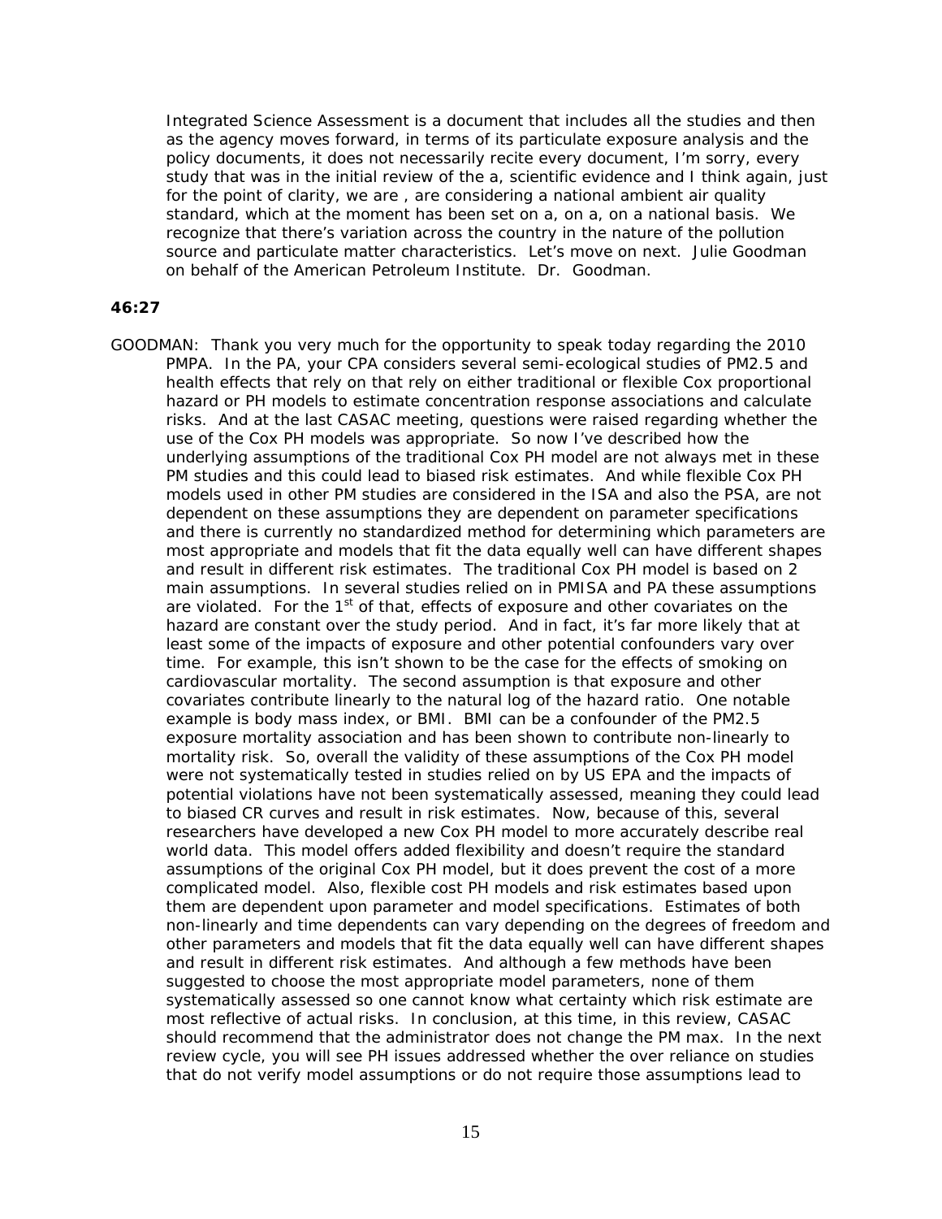Integrated Science Assessment is a document that includes all the studies and then as the agency moves forward, in terms of its particulate exposure analysis and the policy documents, it does not necessarily recite every document, I'm sorry, every study that was in the initial review of the a, scientific evidence and I think again, just for the point of clarity, we are , are considering a national ambient air quality standard, which at the moment has been set on a, on a, on a national basis. We recognize that there's variation across the country in the nature of the pollution source and particulate matter characteristics. Let's move on next. Julie Goodman on behalf of the American Petroleum Institute. Dr. Goodman.

**46:27**

GOODMAN: Thank you very much for the opportunity to speak today regarding the 2010 PMPA. In the PA, your CPA considers several semi-ecological studies of PM2.5 and health effects that rely on that rely on either traditional or flexible Cox proportional hazard or PH models to estimate concentration response associations and calculate risks. And at the last CASAC meeting, questions were raised regarding whether the use of the Cox PH models was appropriate. So now I've described how the underlying assumptions of the traditional Cox PH model are not always met in these PM studies and this could lead to biased risk estimates. And while flexible Cox PH models used in other PM studies are considered in the ISA and also the PSA, are not dependent on these assumptions they are dependent on parameter specifications and there is currently no standardized method for determining which parameters are most appropriate and models that fit the data equally well can have different shapes and result in different risk estimates. The traditional Cox PH model is based on 2 main assumptions. In several studies relied on in PMISA and PA these assumptions are violated. For the 1st of that, effects of exposure and other covariates on the hazard are constant over the study period. And in fact, it's far more likely that at least some of the impacts of exposure and other potential confounders vary over time. For example, this isn't shown to be the case for the effects of smoking on cardiovascular mortality. The second assumption is that exposure and other covariates contribute linearly to the natural log of the hazard ratio. One notable example is body mass index, or BMI. BMI can be a confounder of the PM2.5 exposure mortality association and has been shown to contribute non-linearly to mortality risk. So, overall the validity of these assumptions of the Cox PH model were not systematically tested in studies relied on by US EPA and the impacts of potential violations have not been systematically assessed, meaning they could lead to biased CR curves and result in risk estimates. Now, because of this, several researchers have developed a new Cox PH model to more accurately describe real world data. This model offers added flexibility and doesn't require the standard assumptions of the original Cox PH model, but it does prevent the cost of a more complicated model. Also, flexible cost PH models and risk estimates based upon them are dependent upon parameter and model specifications. Estimates of both non-linearly and time dependents can vary depending on the degrees of freedom and other parameters and models that fit the data equally well can have different shapes and result in different risk estimates. And although a few methods have been suggested to choose the most appropriate model parameters, none of them systematically assessed so one cannot know what certainty which risk estimate are most reflective of actual risks. In conclusion, at this time, in this review, CASAC should recommend that the administrator does not change the PM max. In the next review cycle, you will see PH issues addressed whether the over reliance on studies that do not verify model assumptions or do not require those assumptions lead to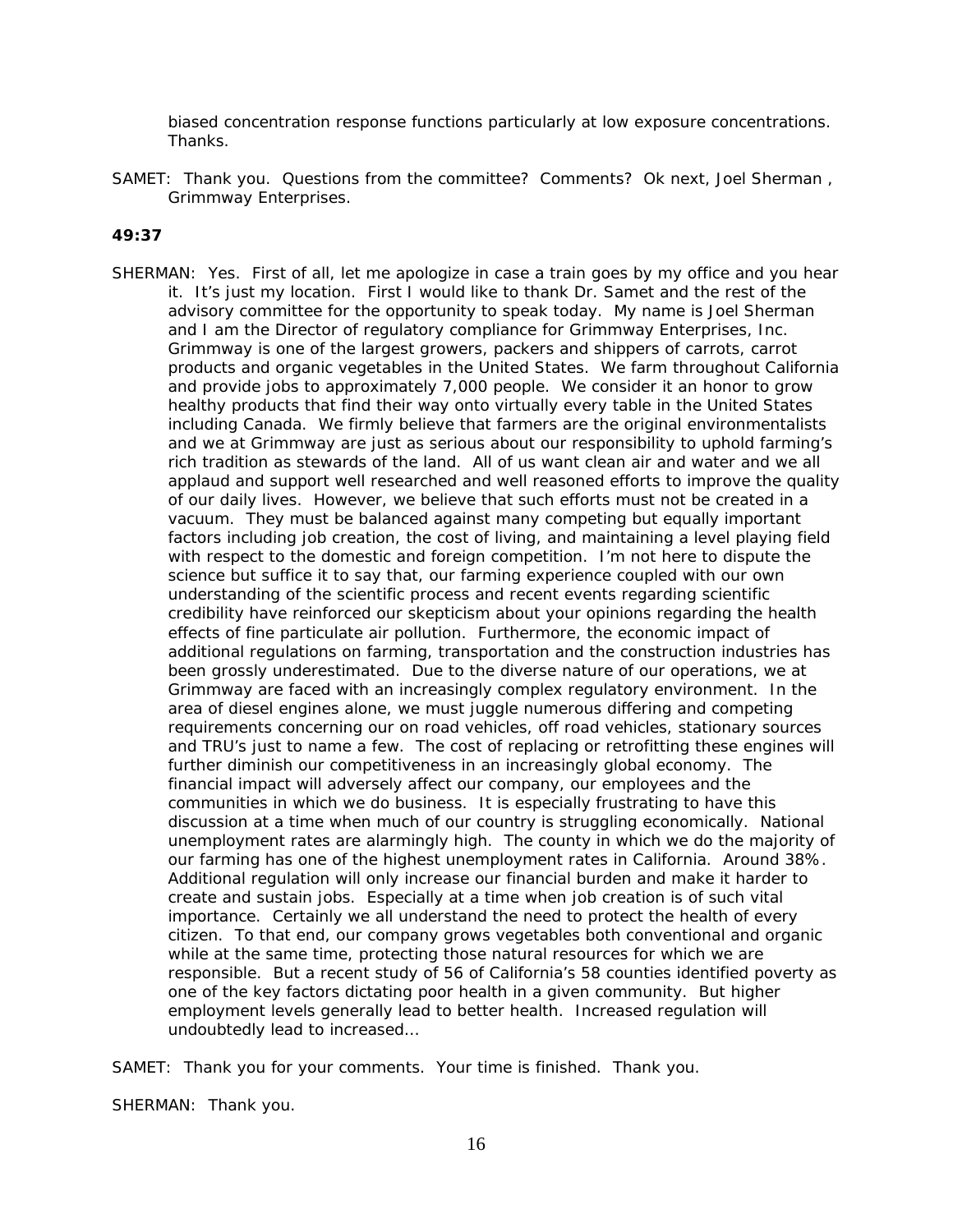biased concentration response functions particularly at low exposure concentrations. Thanks.

SAMET: Thank you. Questions from the committee? Comments? Ok next, Joel Sherman , Grimmway Enterprises.

**49:37**

SHERMAN: Yes. First of all, let me apologize in case a train goes by my office and you hear it. It's just my location. First I would like to thank Dr. Samet and the rest of the advisory committee for the opportunity to speak today. My name is Joel Sherman and I am the Director of regulatory compliance for Grimmway Enterprises, Inc. Grimmway is one of the largest growers, packers and shippers of carrots, carrot products and organic vegetables in the United States. We farm throughout California and provide jobs to approximately 7,000 people. We consider it an honor to grow healthy products that find their way onto virtually every table in the United States including Canada. We firmly believe that farmers are the original environmentalists and we at Grimmway are just as serious about our responsibility to uphold farming's rich tradition as stewards of the land. All of us want clean air and water and we all applaud and support well researched and well reasoned efforts to improve the quality of our daily lives. However, we believe that such efforts must not be created in a vacuum. They must be balanced against many competing but equally important factors including job creation, the cost of living, and maintaining a level playing field with respect to the domestic and foreign competition. I'm not here to dispute the science but suffice it to say that, our farming experience coupled with our own understanding of the scientific process and recent events regarding scientific credibility have reinforced our skepticism about your opinions regarding the health effects of fine particulate air pollution. Furthermore, the economic impact of additional regulations on farming, transportation and the construction industries has been grossly underestimated. Due to the diverse nature of our operations, we at Grimmway are faced with an increasingly complex regulatory environment. In the area of diesel engines alone, we must juggle numerous differing and competing requirements concerning our on road vehicles, off road vehicles, stationary sources and TRU's just to name a few. The cost of replacing or retrofitting these engines will further diminish our competitiveness in an increasingly global economy. The financial impact will adversely affect our company, our employees and the communities in which we do business. It is especially frustrating to have this discussion at a time when much of our country is struggling economically. National unemployment rates are alarmingly high. The county in which we do the majority of our farming has one of the highest unemployment rates in California. Around 38%. Additional regulation will only increase our financial burden and make it harder to create and sustain jobs. Especially at a time when job creation is of such vital importance. Certainly we all understand the need to protect the health of every citizen. To that end, our company grows vegetables both conventional and organic while at the same time, protecting those natural resources for which we are responsible. But a recent study of 56 of California's 58 counties identified poverty as one of the key factors dictating poor health in a given community. But higher employment levels generally lead to better health. Increased regulation will undoubtedly lead to increased…

SAMET: Thank you for your comments. Your time is finished. Thank you.

SHERMAN: Thank you.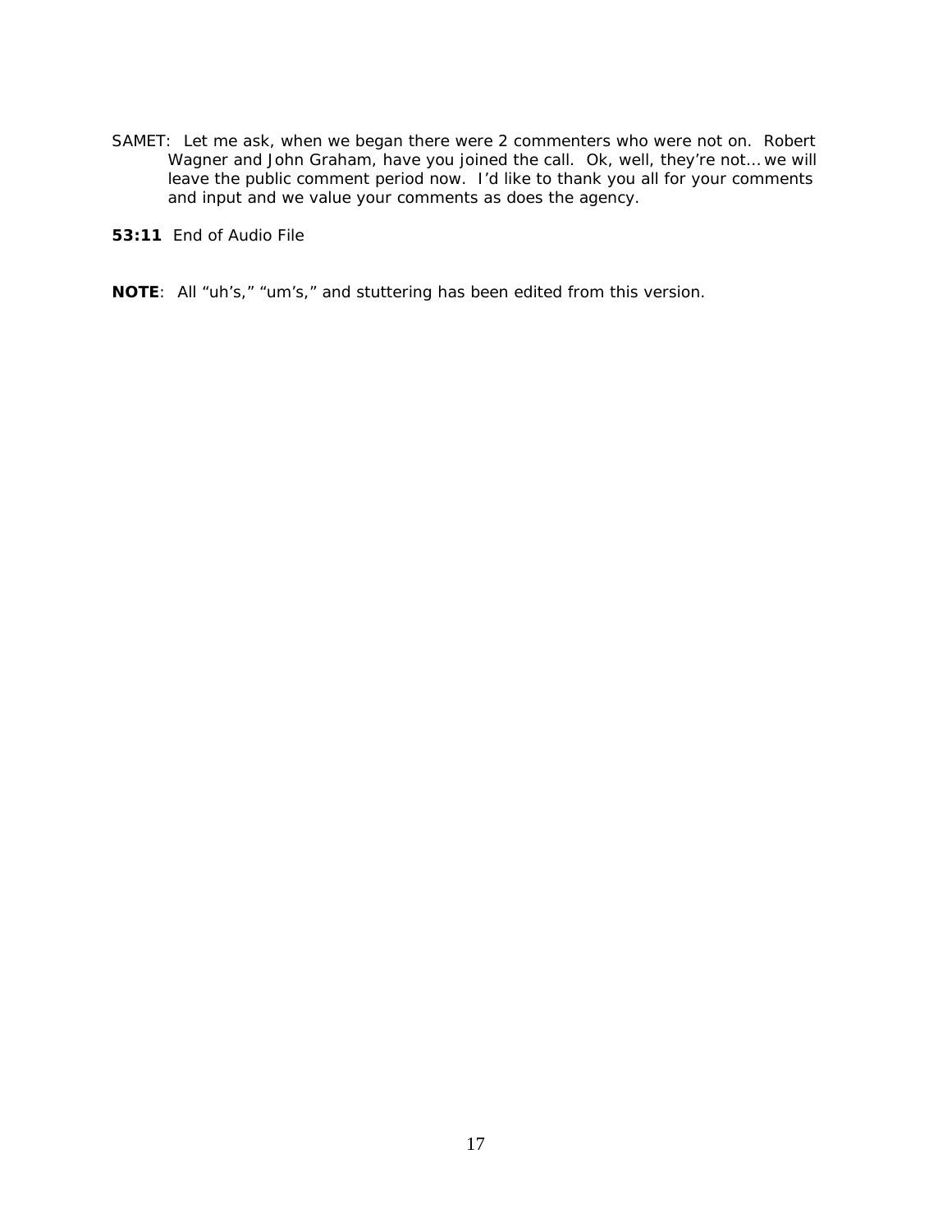SAMET: Let me ask, when we began there were 2 commenters who were not on. Robert Wagner and John Graham, have you joined the call. Ok, well, they're not… we will leave the public comment period now. I'd like to thank you all for your comments and input and we value your comments as does the agency.

**53:11** End of Audio File

**NOTE**: All "uh's," "um's," and stuttering has been edited from this version.